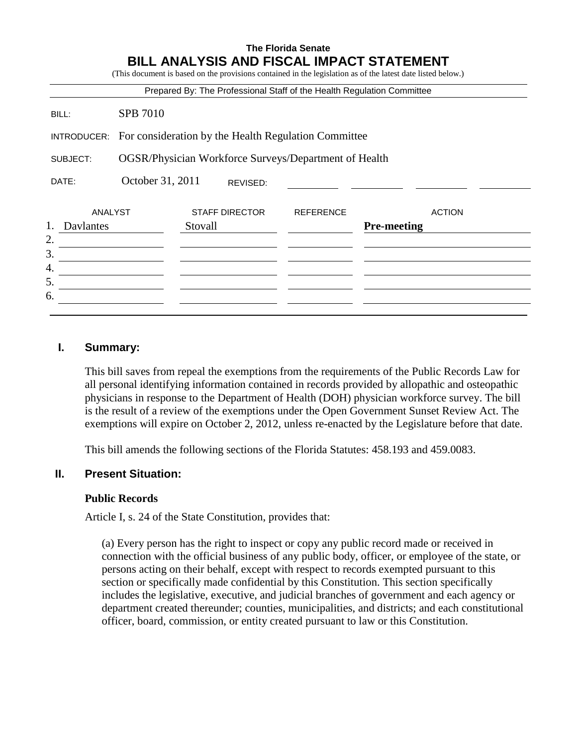**The Florida Senate**

# BILL ANALYSIS AND FISCAL IMPACT STATEMENT

(This document is based on the provisions contained in the legislation as of the latest date listed below.)

Prepared By: The Professional Staff of the Health Regulation Committee

BILL: SPB 7010

INTRODUCER: For consideration by the Health Regulation Committee

SUBJECT: OGSR/Physician Workforce Surveys/Department of Health

DATE: October 31, 2011 REVISED:

| | ANALYST | STAFF DIRECTOR | REFERENCE | ACTION |
|---|---|---|---|---|
| 1. | Davlantes | Stovall | | **Pre-meeting** |
| 2. | | | | |
| 3. | | | | |
| 4. | | | | |
| 5. | | | | |
| 6. | | | | |

## I. Summary:

This bill saves from repeal the exemptions from the requirements of the Public Records Law for all personal identifying information contained in records provided by allopathic and osteopathic physicians in response to the Department of Health (DOH) physician workforce survey. The bill is the result of a review of the exemptions under the Open Government Sunset Review Act. The exemptions will expire on October 2, 2012, unless re-enacted by the Legislature before that date.

This bill amends the following sections of the Florida Statutes: 458.193 and 459.0083.

## II. Present Situation:

### Public Records

Article I, s. 24 of the State Constitution, provides that:

> (a) Every person has the right to inspect or copy any public record made or received in connection with the official business of any public body, officer, or employee of the state, or persons acting on their behalf, except with respect to records exempted pursuant to this section or specifically made confidential by this Constitution. This section specifically includes the legislative, executive, and judicial branches of government and each agency or department created thereunder; counties, municipalities, and districts; and each constitutional officer, board, commission, or entity created pursuant to law or this Constitution.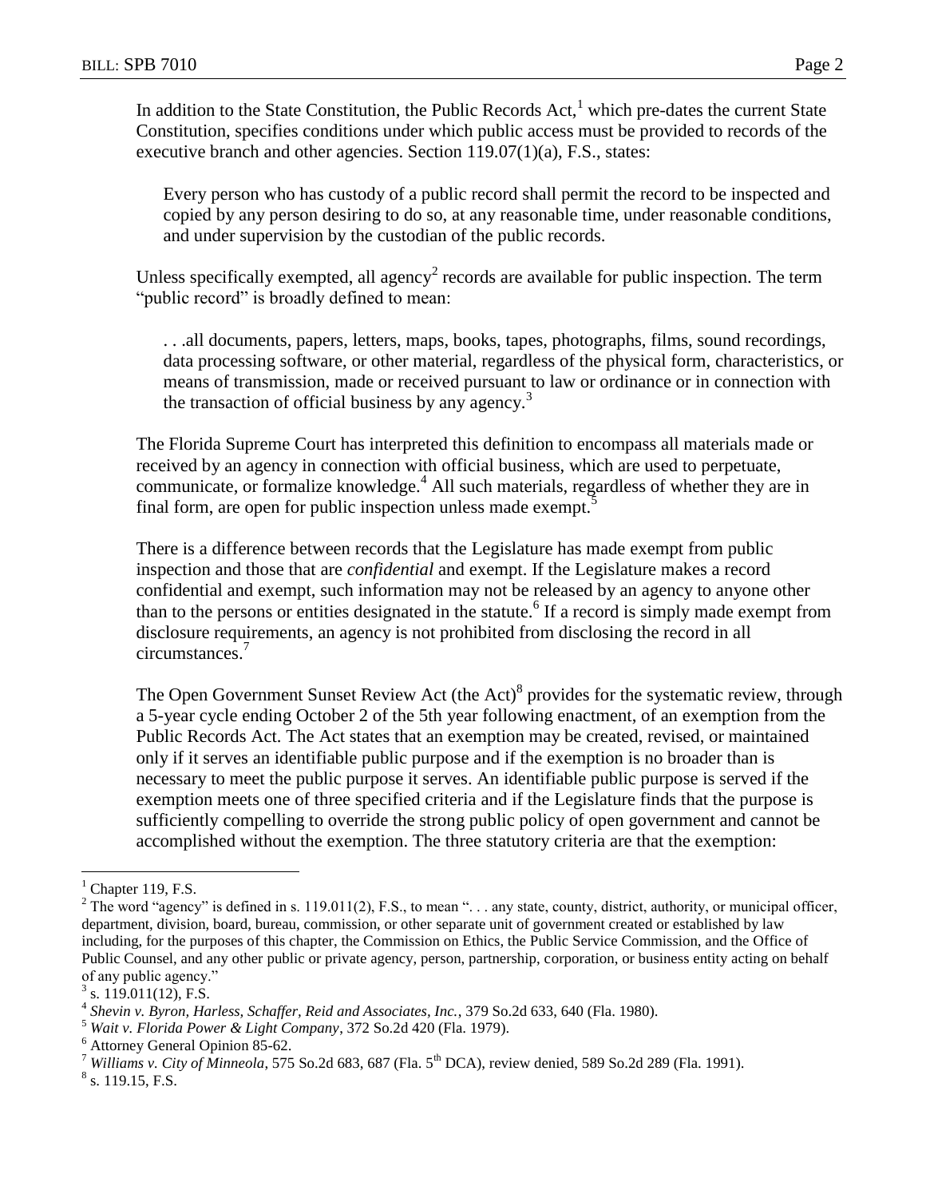In addition to the State Constitution, the Public Records Act,[1] which pre-dates the current State Constitution, specifies conditions under which public access must be provided to records of the executive branch and other agencies. Section 119.07(1)(a), F.S., states:

> Every person who has custody of a public record shall permit the record to be inspected and copied by any person desiring to do so, at any reasonable time, under reasonable conditions, and under supervision by the custodian of the public records.

Unless specifically exempted, all agency[2] records are available for public inspection. The term "public record" is broadly defined to mean:

> . . .all documents, papers, letters, maps, books, tapes, photographs, films, sound recordings, data processing software, or other material, regardless of the physical form, characteristics, or means of transmission, made or received pursuant to law or ordinance or in connection with the transaction of official business by any agency.[3]

The Florida Supreme Court has interpreted this definition to encompass all materials made or received by an agency in connection with official business, which are used to perpetuate, communicate, or formalize knowledge.[4] All such materials, regardless of whether they are in final form, are open for public inspection unless made exempt.[5]

There is a difference between records that the Legislature has made exempt from public inspection and those that are *confidential* and exempt. If the Legislature makes a record confidential and exempt, such information may not be released by an agency to anyone other than to the persons or entities designated in the statute.[6] If a record is simply made exempt from disclosure requirements, an agency is not prohibited from disclosing the record in all circumstances.[7]

The Open Government Sunset Review Act (the Act)[8] provides for the systematic review, through a 5-year cycle ending October 2 of the 5th year following enactment, of an exemption from the Public Records Act. The Act states that an exemption may be created, revised, or maintained only if it serves an identifiable public purpose and if the exemption is no broader than is necessary to meet the public purpose it serves. An identifiable public purpose is served if the exemption meets one of three specified criteria and if the Legislature finds that the purpose is sufficiently compelling to override the strong public policy of open government and cannot be accomplished without the exemption. The three statutory criteria are that the exemption:

---

[1] Chapter 119, F.S.

[2] The word "agency" is defined in s. 119.011(2), F.S., to mean ". . . any state, county, district, authority, or municipal officer, department, division, board, bureau, commission, or other separate unit of government created or established by law including, for the purposes of this chapter, the Commission on Ethics, the Public Service Commission, and the Office of Public Counsel, and any other public or private agency, person, partnership, corporation, or business entity acting on behalf of any public agency."

[3] s. 119.011(12), F.S.

[4] *Shevin v. Byron, Harless, Schaffer, Reid and Associates, Inc.*, 379 So.2d 633, 640 (Fla. 1980).

[5] *Wait v. Florida Power & Light Company*, 372 So.2d 420 (Fla. 1979).

[6] Attorney General Opinion 85-62.

[7] *Williams v. City of Minneola*, 575 So.2d 683, 687 (Fla. 5th DCA), review denied, 589 So.2d 289 (Fla. 1991).

[8] s. 119.15, F.S.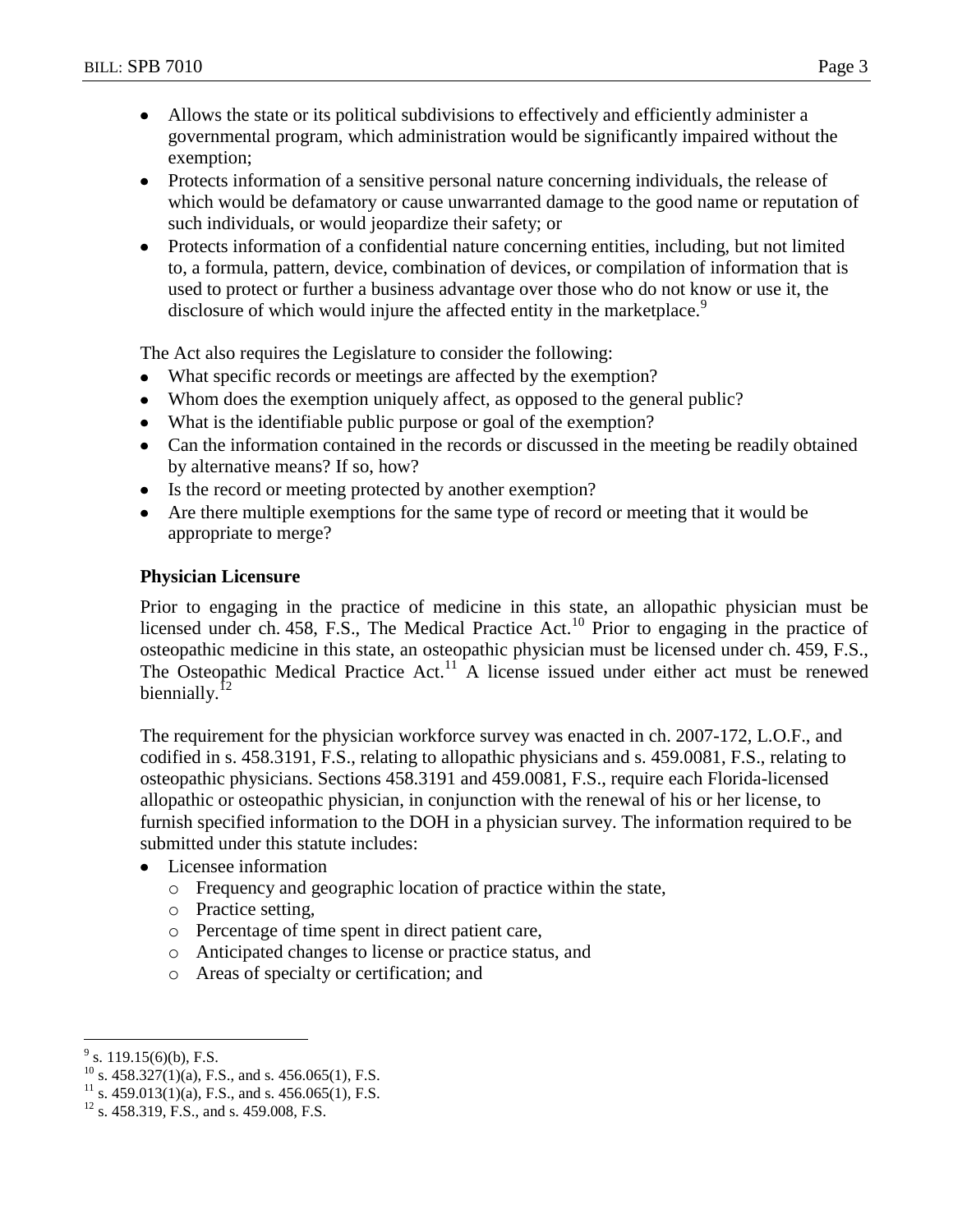- Allows the state or its political subdivisions to effectively and efficiently administer a governmental program, which administration would be significantly impaired without the exemption;
- Protects information of a sensitive personal nature concerning individuals, the release of which would be defamatory or cause unwarranted damage to the good name or reputation of such individuals, or would jeopardize their safety; or
- Protects information of a confidential nature concerning entities, including, but not limited to, a formula, pattern, device, combination of devices, or compilation of information that is used to protect or further a business advantage over those who do not know or use it, the disclosure of which would injure the affected entity in the marketplace.[9]

The Act also requires the Legislature to consider the following:

- What specific records or meetings are affected by the exemption?
- Whom does the exemption uniquely affect, as opposed to the general public?
- What is the identifiable public purpose or goal of the exemption?
- Can the information contained in the records or discussed in the meeting be readily obtained by alternative means? If so, how?
- Is the record or meeting protected by another exemption?
- Are there multiple exemptions for the same type of record or meeting that it would be appropriate to merge?

**Physician Licensure**

Prior to engaging in the practice of medicine in this state, an allopathic physician must be licensed under ch. 458, F.S., The Medical Practice Act.[10] Prior to engaging in the practice of osteopathic medicine in this state, an osteopathic physician must be licensed under ch. 459, F.S., The Osteopathic Medical Practice Act.[11] A license issued under either act must be renewed biennially.[12]

The requirement for the physician workforce survey was enacted in ch. 2007-172, L.O.F., and codified in s. 458.3191, F.S., relating to allopathic physicians and s. 459.0081, F.S., relating to osteopathic physicians. Sections 458.3191 and 459.0081, F.S., require each Florida-licensed allopathic or osteopathic physician, in conjunction with the renewal of his or her license, to furnish specified information to the DOH in a physician survey. The information required to be submitted under this statute includes:

- Licensee information
  - Frequency and geographic location of practice within the state,
  - Practice setting,
  - Percentage of time spent in direct patient care,
  - Anticipated changes to license or practice status, and
  - Areas of specialty or certification; and

---

[9] s. 119.15(6)(b), F.S.

[10] s. 458.327(1)(a), F.S., and s. 456.065(1), F.S.

[11] s. 459.013(1)(a), F.S., and s. 456.065(1), F.S.

[12] s. 458.319, F.S., and s. 459.008, F.S.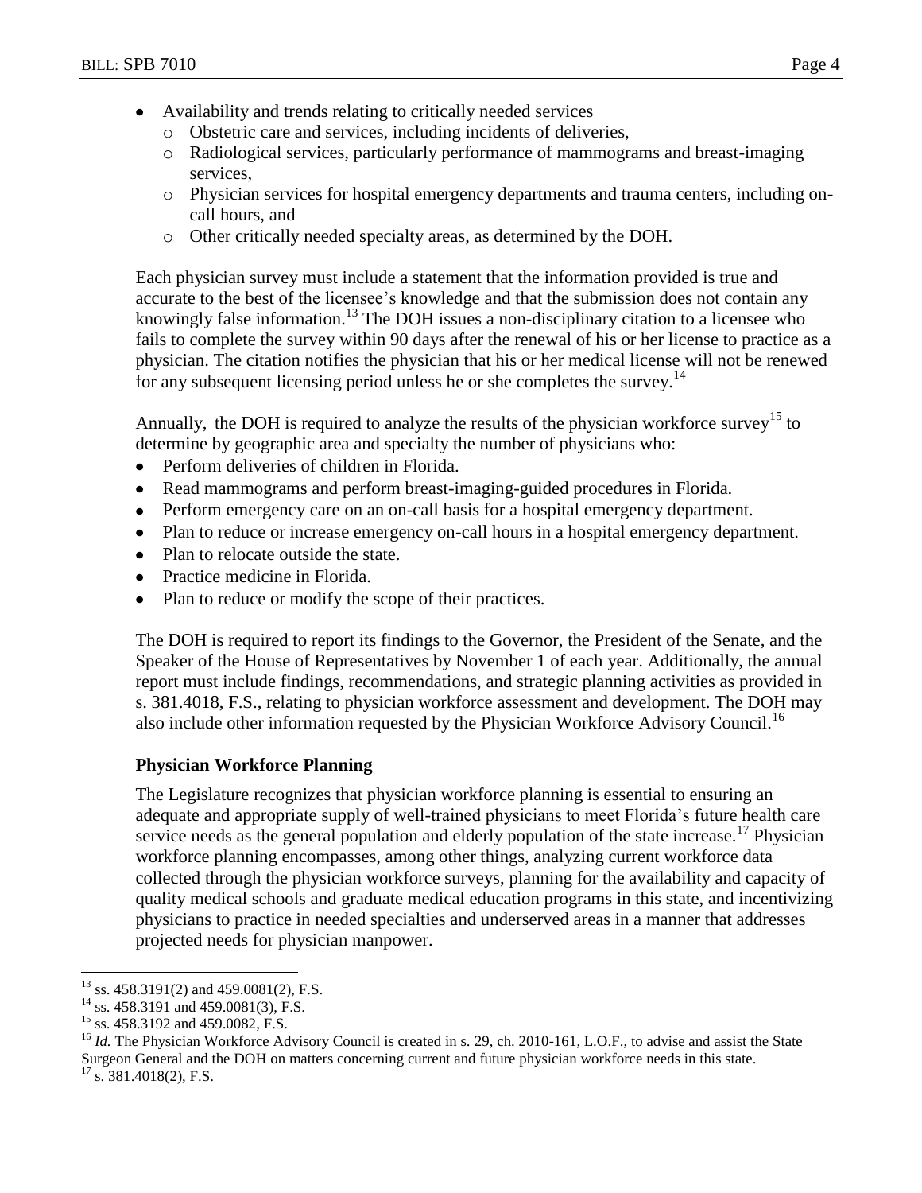- Availability and trends relating to critically needed services
  - Obstetric care and services, including incidents of deliveries,
  - Radiological services, particularly performance of mammograms and breast-imaging services,
  - Physician services for hospital emergency departments and trauma centers, including on-call hours, and
  - Other critically needed specialty areas, as determined by the DOH.

Each physician survey must include a statement that the information provided is true and accurate to the best of the licensee's knowledge and that the submission does not contain any knowingly false information.[13] The DOH issues a non-disciplinary citation to a licensee who fails to complete the survey within 90 days after the renewal of his or her license to practice as a physician. The citation notifies the physician that his or her medical license will not be renewed for any subsequent licensing period unless he or she completes the survey.[14]

Annually, the DOH is required to analyze the results of the physician workforce survey[15] to determine by geographic area and specialty the number of physicians who:

- Perform deliveries of children in Florida.
- Read mammograms and perform breast-imaging-guided procedures in Florida.
- Perform emergency care on an on-call basis for a hospital emergency department.
- Plan to reduce or increase emergency on-call hours in a hospital emergency department.
- Plan to relocate outside the state.
- Practice medicine in Florida.
- Plan to reduce or modify the scope of their practices.

The DOH is required to report its findings to the Governor, the President of the Senate, and the Speaker of the House of Representatives by November 1 of each year. Additionally, the annual report must include findings, recommendations, and strategic planning activities as provided in s. 381.4018, F.S., relating to physician workforce assessment and development. The DOH may also include other information requested by the Physician Workforce Advisory Council.[16]

### Physician Workforce Planning

The Legislature recognizes that physician workforce planning is essential to ensuring an adequate and appropriate supply of well-trained physicians to meet Florida's future health care service needs as the general population and elderly population of the state increase.[17] Physician workforce planning encompasses, among other things, analyzing current workforce data collected through the physician workforce surveys, planning for the availability and capacity of quality medical schools and graduate medical education programs in this state, and incentivizing physicians to practice in needed specialties and underserved areas in a manner that addresses projected needs for physician manpower.

---

[13] ss. 458.3191(2) and 459.0081(2), F.S.

[14] ss. 458.3191 and 459.0081(3), F.S.

[15] ss. 458.3192 and 459.0082, F.S.

[16] *Id.* The Physician Workforce Advisory Council is created in s. 29, ch. 2010-161, L.O.F., to advise and assist the State Surgeon General and the DOH on matters concerning current and future physician workforce needs in this state.

[17] s. 381.4018(2), F.S.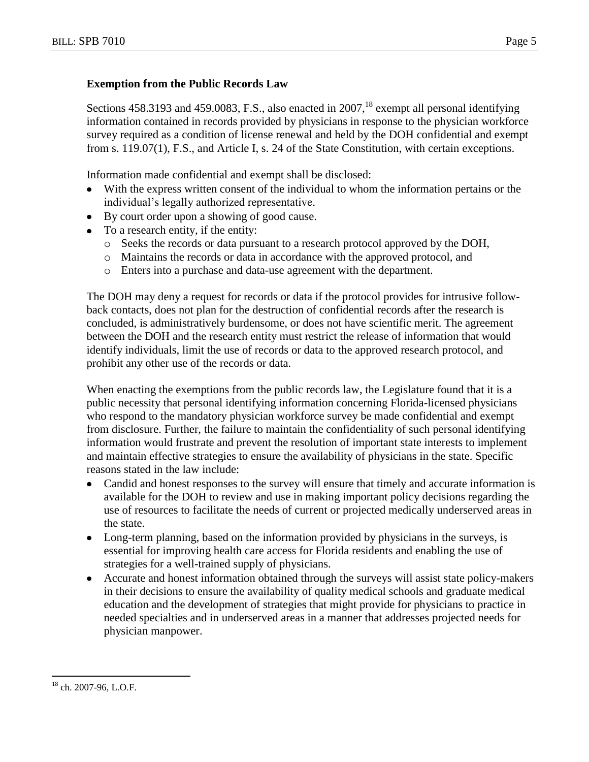**Exemption from the Public Records Law**

Sections 458.3193 and 459.0083, F.S., also enacted in 2007,[18] exempt all personal identifying information contained in records provided by physicians in response to the physician workforce survey required as a condition of license renewal and held by the DOH confidential and exempt from s. 119.07(1), F.S., and Article I, s. 24 of the State Constitution, with certain exceptions.

Information made confidential and exempt shall be disclosed:

- With the express written consent of the individual to whom the information pertains or the individual's legally authorized representative.
- By court order upon a showing of good cause.
- To a research entity, if the entity:
  - Seeks the records or data pursuant to a research protocol approved by the DOH,
  - Maintains the records or data in accordance with the approved protocol, and
  - Enters into a purchase and data-use agreement with the department.

The DOH may deny a request for records or data if the protocol provides for intrusive follow-back contacts, does not plan for the destruction of confidential records after the research is concluded, is administratively burdensome, or does not have scientific merit. The agreement between the DOH and the research entity must restrict the release of information that would identify individuals, limit the use of records or data to the approved research protocol, and prohibit any other use of the records or data.

When enacting the exemptions from the public records law, the Legislature found that it is a public necessity that personal identifying information concerning Florida-licensed physicians who respond to the mandatory physician workforce survey be made confidential and exempt from disclosure. Further, the failure to maintain the confidentiality of such personal identifying information would frustrate and prevent the resolution of important state interests to implement and maintain effective strategies to ensure the availability of physicians in the state. Specific reasons stated in the law include:

- Candid and honest responses to the survey will ensure that timely and accurate information is available for the DOH to review and use in making important policy decisions regarding the use of resources to facilitate the needs of current or projected medically underserved areas in the state.
- Long-term planning, based on the information provided by physicians in the surveys, is essential for improving health care access for Florida residents and enabling the use of strategies for a well-trained supply of physicians.
- Accurate and honest information obtained through the surveys will assist state policy-makers in their decisions to ensure the availability of quality medical schools and graduate medical education and the development of strategies that might provide for physicians to practice in needed specialties and in underserved areas in a manner that addresses projected needs for physician manpower.

[18] ch. 2007-96, L.O.F.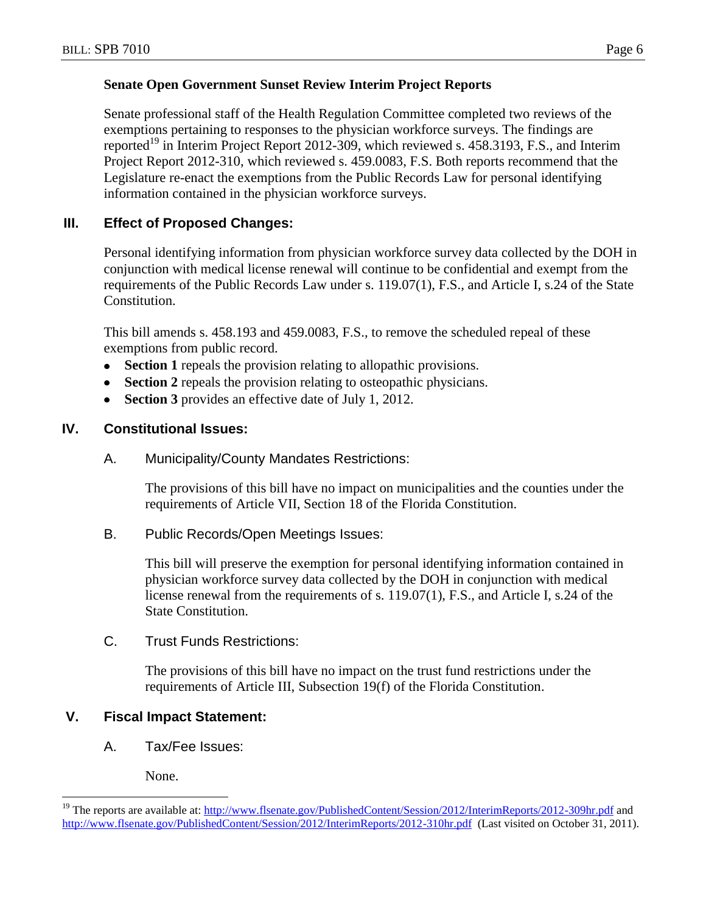**Senate Open Government Sunset Review Interim Project Reports**

Senate professional staff of the Health Regulation Committee completed two reviews of the exemptions pertaining to responses to the physician workforce surveys. The findings are reported[19] in Interim Project Report 2012-309, which reviewed s. 458.3193, F.S., and Interim Project Report 2012-310, which reviewed s. 459.0083, F.S. Both reports recommend that the Legislature re-enact the exemptions from the Public Records Law for personal identifying information contained in the physician workforce surveys.

## III. Effect of Proposed Changes:

Personal identifying information from physician workforce survey data collected by the DOH in conjunction with medical license renewal will continue to be confidential and exempt from the requirements of the Public Records Law under s. 119.07(1), F.S., and Article I, s.24 of the State Constitution.

This bill amends s. 458.193 and 459.0083, F.S., to remove the scheduled repeal of these exemptions from public record.

- **Section 1** repeals the provision relating to allopathic provisions.
- **Section 2** repeals the provision relating to osteopathic physicians.
- **Section 3** provides an effective date of July 1, 2012.

## IV. Constitutional Issues:

### A. Municipality/County Mandates Restrictions:

The provisions of this bill have no impact on municipalities and the counties under the requirements of Article VII, Section 18 of the Florida Constitution.

### B. Public Records/Open Meetings Issues:

This bill will preserve the exemption for personal identifying information contained in physician workforce survey data collected by the DOH in conjunction with medical license renewal from the requirements of s. 119.07(1), F.S., and Article I, s.24 of the State Constitution.

### C. Trust Funds Restrictions:

The provisions of this bill have no impact on the trust fund restrictions under the requirements of Article III, Subsection 19(f) of the Florida Constitution.

## V. Fiscal Impact Statement:

### A. Tax/Fee Issues:

None.

---

[19] The reports are available at: http://www.flsenate.gov/PublishedContent/Session/2012/InterimReports/2012-309hr.pdf and http://www.flsenate.gov/PublishedContent/Session/2012/InterimReports/2012-310hr.pdf (Last visited on October 31, 2011).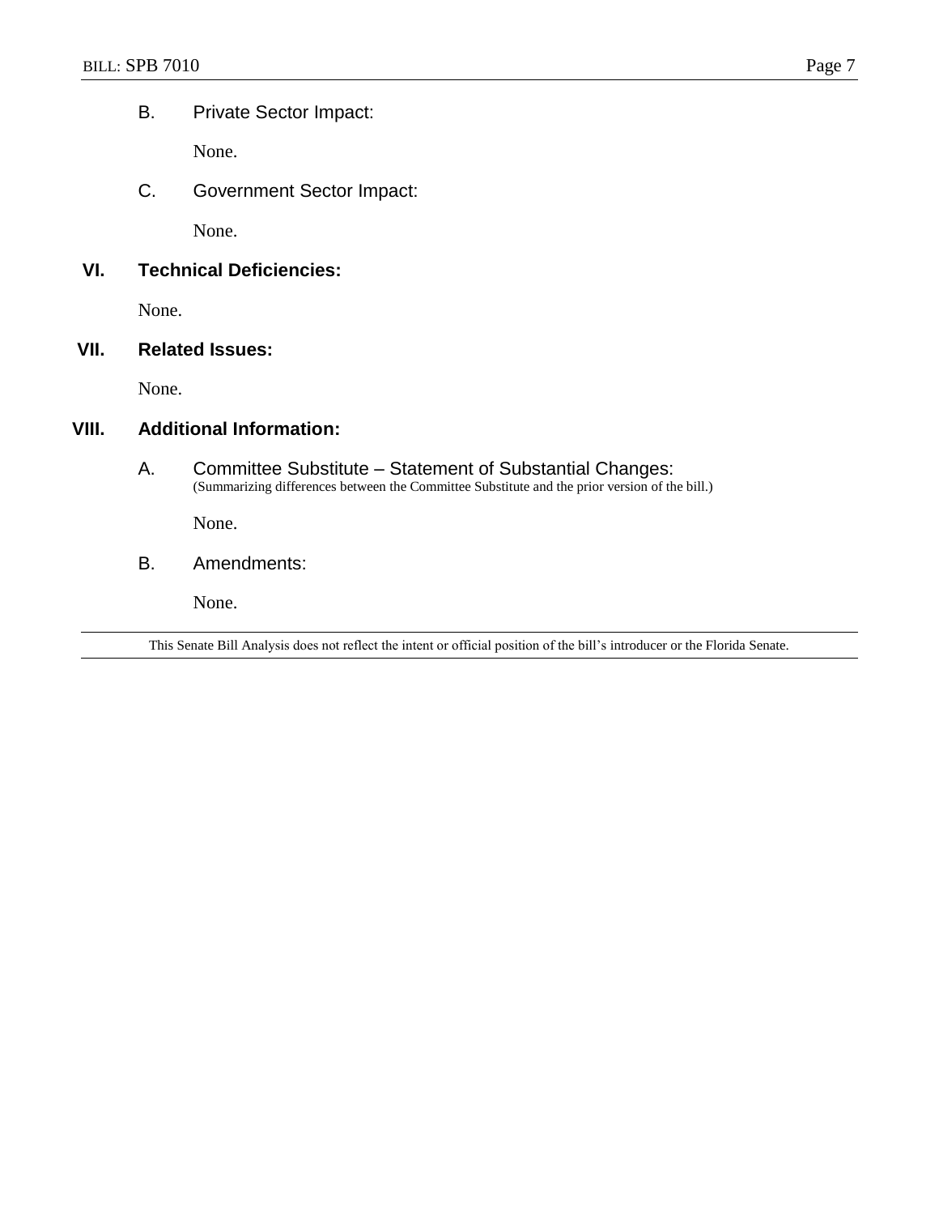### B. Private Sector Impact:

None.

### C. Government Sector Impact:

None.

## VI. Technical Deficiencies:

None.

## VII. Related Issues:

None.

## VIII. Additional Information:

### A. Committee Substitute – Statement of Substantial Changes:

(Summarizing differences between the Committee Substitute and the prior version of the bill.)

None.

### B. Amendments:

None.

This Senate Bill Analysis does not reflect the intent or official position of the bill's introducer or the Florida Senate.